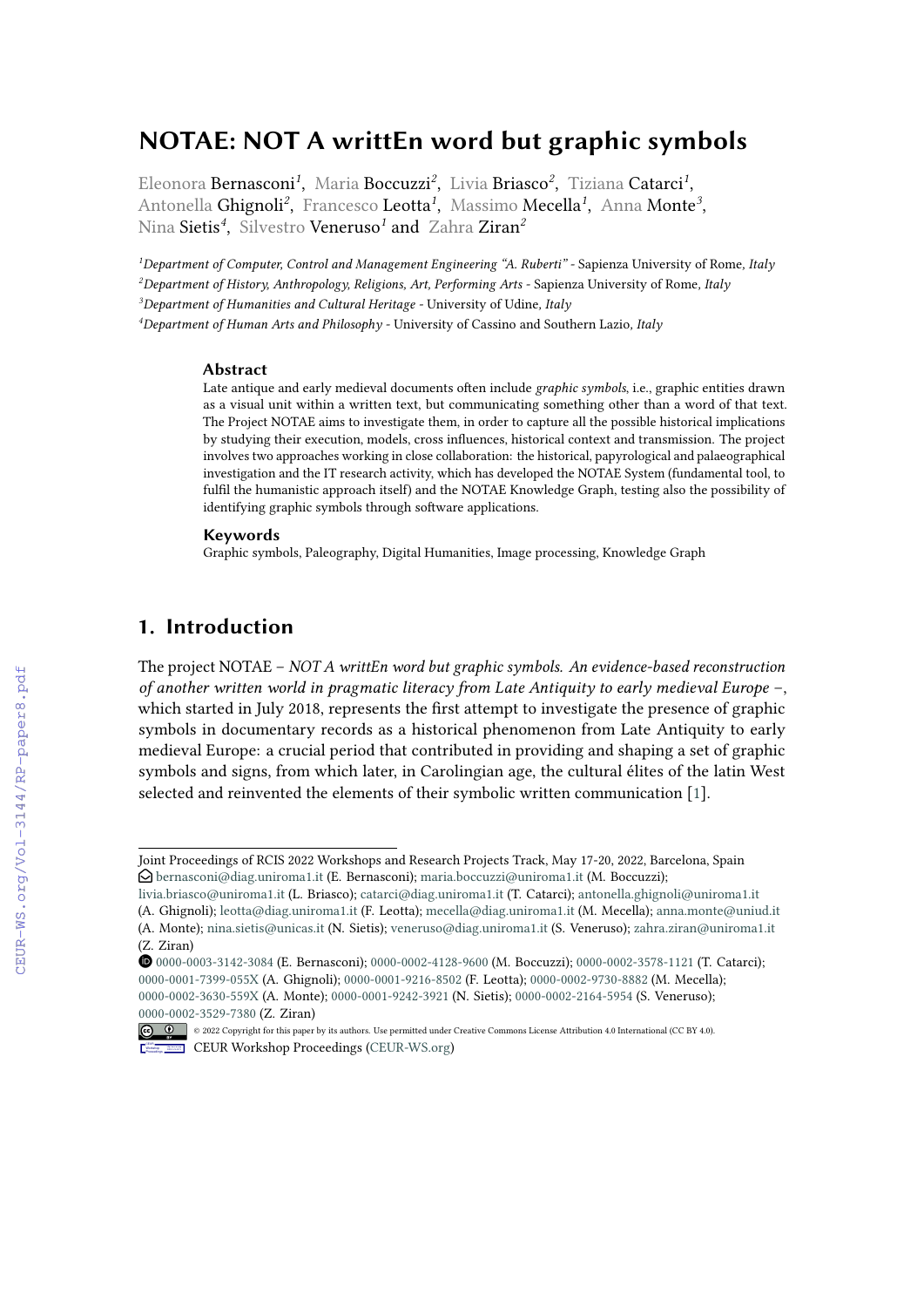# NOTAE: NOT A writtEn word but graphic symbols

Eleonora Bernasconi[1], Maria Boccuzzi[2], Livia Briasco[2], Tiziana Catarci[1], Antonella Ghignoli[2], Francesco Leotta[1], Massimo Mecella[1], Anna Monte[3], Nina Sietis[4], Silvestro Veneruso[1] and Zahra Ziran[2]

[1]*Department of Computer, Control and Management Engineering "A. Ruberti"* - Sapienza University of Rome, *Italy*
[2]*Department of History, Anthropology, Religions, Art, Performing Arts* - Sapienza University of Rome, *Italy*
[3]*Department of Humanities and Cultural Heritage* - University of Udine, *Italy*
[4]*Department of Human Arts and Philosophy* - University of Cassino and Southern Lazio, *Italy*

### Abstract

Late antique and early medieval documents often include *graphic symbols*, i.e., graphic entities drawn as a visual unit within a written text, but communicating something other than a word of that text. The Project NOTAE aims to investigate them, in order to capture all the possible historical implications by studying their execution, models, cross influences, historical context and transmission. The project involves two approaches working in close collaboration: the historical, papyrological and palaeographical investigation and the IT research activity, which has developed the NOTAE System (fundamental tool, to fulfil the humanistic approach itself) and the NOTAE Knowledge Graph, testing also the possibility of identifying graphic symbols through software applications.

### Keywords

Graphic symbols, Paleography, Digital Humanities, Image processing, Knowledge Graph

## 1. Introduction

The project NOTAE – *NOT A writtEn word but graphic symbols. An evidence-based reconstruction of another written world in pragmatic literacy from Late Antiquity to early medieval Europe* –, which started in July 2018, represents the first attempt to investigate the presence of graphic symbols in documentary records as a historical phenomenon from Late Antiquity to early medieval Europe: a crucial period that contributed in providing and shaping a set of graphic symbols and signs, from which later, in Carolingian age, the cultural élites of the latin West selected and reinvented the elements of their symbolic written communication [1].

---

Joint Proceedings of RCIS 2022 Workshops and Research Projects Track, May 17-20, 2022, Barcelona, Spain
bernasconi@diag.uniroma1.it (E. Bernasconi); maria.boccuzzi@uniroma1.it (M. Boccuzzi); livia.briasco@uniroma1.it (L. Briasco); catarci@diag.uniroma1.it (T. Catarci); antonella.ghignoli@uniroma1.it (A. Ghignoli); leotta@diag.uniroma1.it (F. Leotta); mecella@diag.uniroma1.it (M. Mecella); anna.monte@uniud.it (A. Monte); nina.sietis@unicas.it (N. Sietis); veneruso@diag.uniroma1.it (S. Veneruso); zahra.ziran@uniroma1.it (Z. Ziran)
0000-0003-3142-3084 (E. Bernasconi); 0000-0002-4128-9600 (M. Boccuzzi); 0000-0002-3578-1121 (T. Catarci); 0000-0001-7399-055X (A. Ghignoli); 0000-0001-9216-8502 (F. Leotta); 0000-0002-9730-8882 (M. Mecella); 0000-0002-3630-559X (A. Monte); 0000-0001-9242-3921 (N. Sietis); 0000-0002-2164-5954 (S. Veneruso); 0000-0002-3529-7380 (Z. Ziran)
© 2022 Copyright for this paper by its authors. Use permitted under Creative Commons License Attribution 4.0 International (CC BY 4.0).
CEUR Workshop Proceedings (CEUR-WS.org)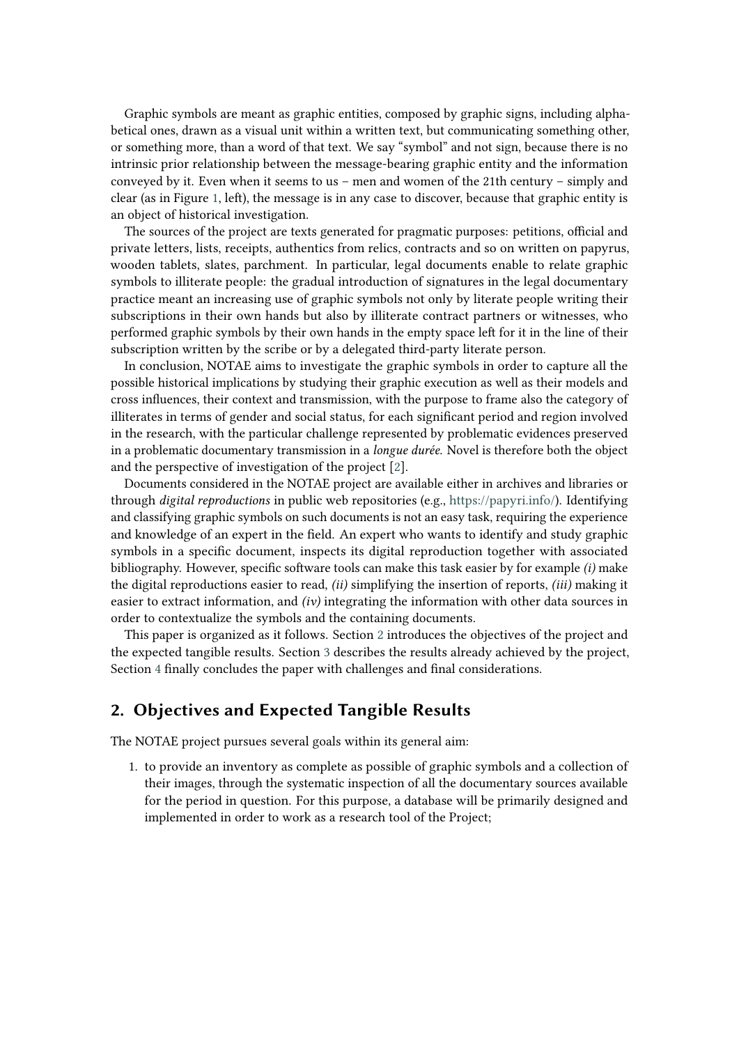Graphic symbols are meant as graphic entities, composed by graphic signs, including alphabetical ones, drawn as a visual unit within a written text, but communicating something other, or something more, than a word of that text. We say "symbol" and not sign, because there is no intrinsic prior relationship between the message-bearing graphic entity and the information conveyed by it. Even when it seems to us – men and women of the 21th century – simply and clear (as in Figure 1, left), the message is in any case to discover, because that graphic entity is an object of historical investigation.

The sources of the project are texts generated for pragmatic purposes: petitions, official and private letters, lists, receipts, authentics from relics, contracts and so on written on papyrus, wooden tablets, slates, parchment. In particular, legal documents enable to relate graphic symbols to illiterate people: the gradual introduction of signatures in the legal documentary practice meant an increasing use of graphic symbols not only by literate people writing their subscriptions in their own hands but also by illiterate contract partners or witnesses, who performed graphic symbols by their own hands in the empty space left for it in the line of their subscription written by the scribe or by a delegated third-party literate person.

In conclusion, NOTAE aims to investigate the graphic symbols in order to capture all the possible historical implications by studying their graphic execution as well as their models and cross influences, their context and transmission, with the purpose to frame also the category of illiterates in terms of gender and social status, for each significant period and region involved in the research, with the particular challenge represented by problematic evidences preserved in a problematic documentary transmission in a *longue durée*. Novel is therefore both the object and the perspective of investigation of the project [2].

Documents considered in the NOTAE project are available either in archives and libraries or through *digital reproductions* in public web repositories (e.g., https://papyri.info/). Identifying and classifying graphic symbols on such documents is not an easy task, requiring the experience and knowledge of an expert in the field. An expert who wants to identify and study graphic symbols in a specific document, inspects its digital reproduction together with associated bibliography. However, specific software tools can make this task easier by for example *(i)* make the digital reproductions easier to read, *(ii)* simplifying the insertion of reports, *(iii)* making it easier to extract information, and *(iv)* integrating the information with other data sources in order to contextualize the symbols and the containing documents.

This paper is organized as it follows. Section 2 introduces the objectives of the project and the expected tangible results. Section 3 describes the results already achieved by the project, Section 4 finally concludes the paper with challenges and final considerations.

## 2. Objectives and Expected Tangible Results

The NOTAE project pursues several goals within its general aim:

1. to provide an inventory as complete as possible of graphic symbols and a collection of their images, through the systematic inspection of all the documentary sources available for the period in question. For this purpose, a database will be primarily designed and implemented in order to work as a research tool of the Project;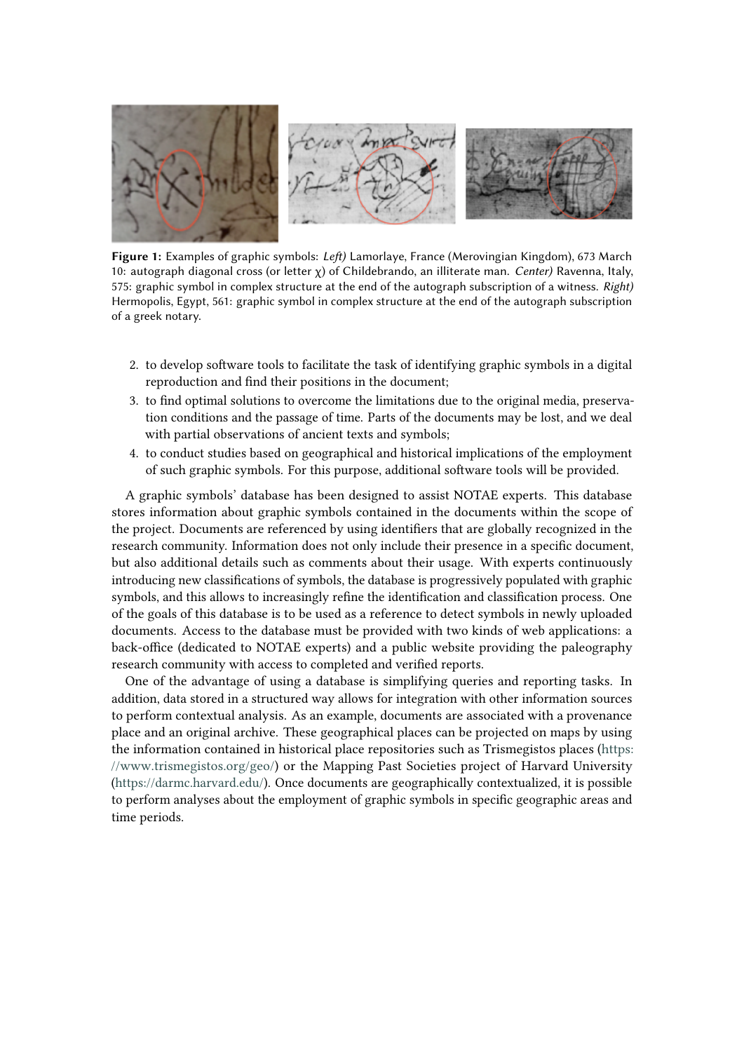**Figure 1:** Examples of graphic symbols: *Left)* Lamorlaye, France (Merovingian Kingdom), 673 March 10: autograph diagonal cross (or letter χ) of Childebrando, an illiterate man. *Center)* Ravenna, Italy, 575: graphic symbol in complex structure at the end of the autograph subscription of a witness. *Right)* Hermopolis, Egypt, 561: graphic symbol in complex structure at the end of the autograph subscription of a greek notary.

2. to develop software tools to facilitate the task of identifying graphic symbols in a digital reproduction and find their positions in the document;
3. to find optimal solutions to overcome the limitations due to the original media, preservation conditions and the passage of time. Parts of the documents may be lost, and we deal with partial observations of ancient texts and symbols;
4. to conduct studies based on geographical and historical implications of the employment of such graphic symbols. For this purpose, additional software tools will be provided.

A graphic symbols' database has been designed to assist NOTAE experts. This database stores information about graphic symbols contained in the documents within the scope of the project. Documents are referenced by using identifiers that are globally recognized in the research community. Information does not only include their presence in a specific document, but also additional details such as comments about their usage. With experts continuously introducing new classifications of symbols, the database is progressively populated with graphic symbols, and this allows to increasingly refine the identification and classification process. One of the goals of this database is to be used as a reference to detect symbols in newly uploaded documents. Access to the database must be provided with two kinds of web applications: a back-office (dedicated to NOTAE experts) and a public website providing the paleography research community with access to completed and verified reports.

One of the advantage of using a database is simplifying queries and reporting tasks. In addition, data stored in a structured way allows for integration with other information sources to perform contextual analysis. As an example, documents are associated with a provenance place and an original archive. These geographical places can be projected on maps by using the information contained in historical place repositories such as Trismegistos places (https://www.trismegistos.org/geo/) or the Mapping Past Societies project of Harvard University (https://darmc.harvard.edu/). Once documents are geographically contextualized, it is possible to perform analyses about the employment of graphic symbols in specific geographic areas and time periods.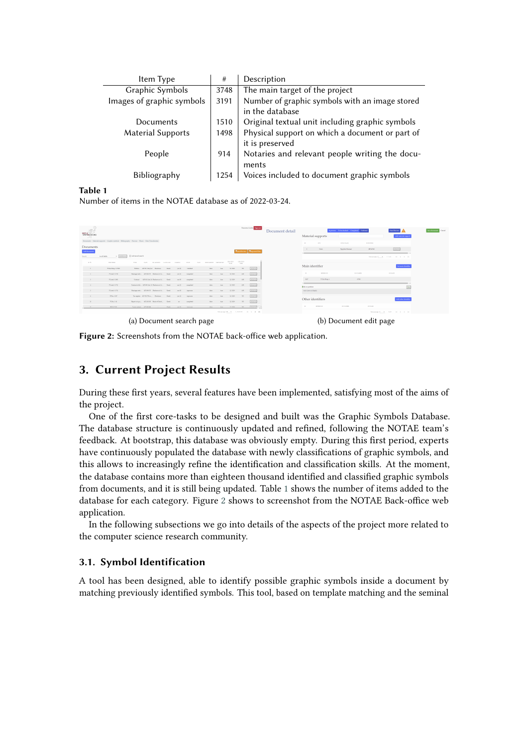| Item Type | # | Description |
|---|---|---|
| Graphic Symbols | 3748 | The main target of the project |
| Images of graphic symbols | 3191 | Number of graphic symbols with an image stored in the database |
| Documents | 1510 | Original textual unit including graphic symbols |
| Material Supports | 1498 | Physical support on which a document or part of it is preserved |
| People | 914 | Notaries and relevant people writing the documents |
| Bibliography | 1254 | Voices included to document graphic symbols |

**Table 1**
Number of items in the NOTAE database as of 2022-03-24.

(a) Document search page

(b) Document edit page

**Figure 2:** Screenshots from the NOTAE back-office web application.

## 3. Current Project Results

During these first years, several features have been implemented, satisfying most of the aims of the project.

One of the first core-tasks to be designed and built was the Graphic Symbols Database. The database structure is continuously updated and refined, following the NOTAE team's feedback. At bootstrap, this database was obviously empty. During this first period, experts have continuously populated the database with newly classifications of graphic symbols, and this allows to increasingly refine the identification and classification skills. At the moment, the database contains more than eighteen thousand identified and classified graphic symbols from documents, and it is still being updated. Table 1 shows the number of items added to the database for each category. Figure 2 shows to screenshot from the NOTAE Back-office web application.

In the following subsections we go into details of the aspects of the project more related to the computer science research community.

### 3.1. Symbol Identification

A tool has been designed, able to identify possible graphic symbols inside a document by matching previously identified symbols. This tool, based on template matching and the seminal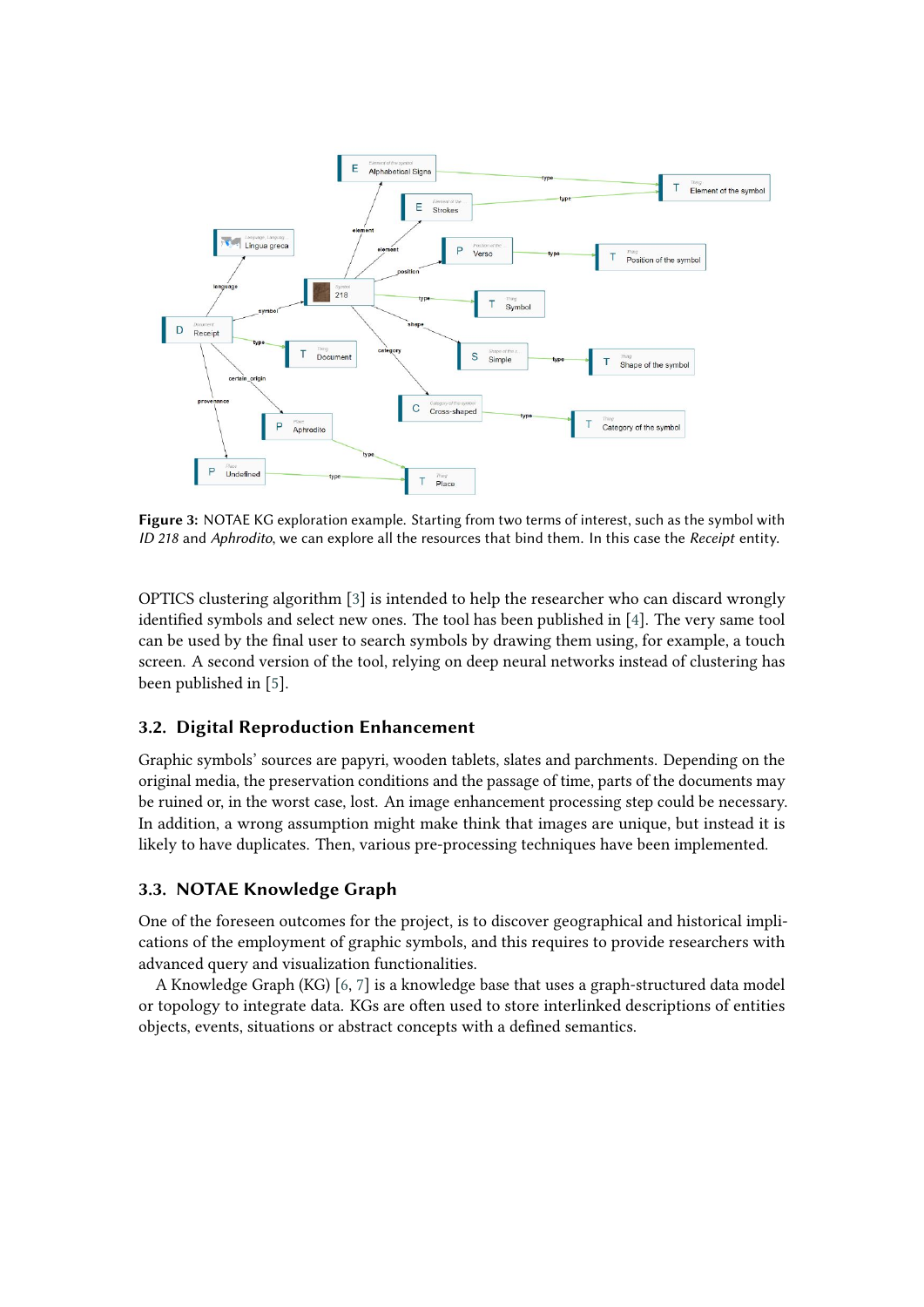**Figure 3:** NOTAE KG exploration example. Starting from two terms of interest, such as the symbol with *ID 218* and *Aphrodito*, we can explore all the resources that bind them. In this case the *Receipt* entity.

OPTICS clustering algorithm [3] is intended to help the researcher who can discard wrongly identified symbols and select new ones. The tool has been published in [4]. The very same tool can be used by the final user to search symbols by drawing them using, for example, a touch screen. A second version of the tool, relying on deep neural networks instead of clustering has been published in [5].

### 3.2. Digital Reproduction Enhancement

Graphic symbols' sources are papyri, wooden tablets, slates and parchments. Depending on the original media, the preservation conditions and the passage of time, parts of the documents may be ruined or, in the worst case, lost. An image enhancement processing step could be necessary. In addition, a wrong assumption might make think that images are unique, but instead it is likely to have duplicates. Then, various pre-processing techniques have been implemented.

### 3.3. NOTAE Knowledge Graph

One of the foreseen outcomes for the project, is to discover geographical and historical implications of the employment of graphic symbols, and this requires to provide researchers with advanced query and visualization functionalities.

A Knowledge Graph (KG) [6, 7] is a knowledge base that uses a graph-structured data model or topology to integrate data. KGs are often used to store interlinked descriptions of entities objects, events, situations or abstract concepts with a defined semantics.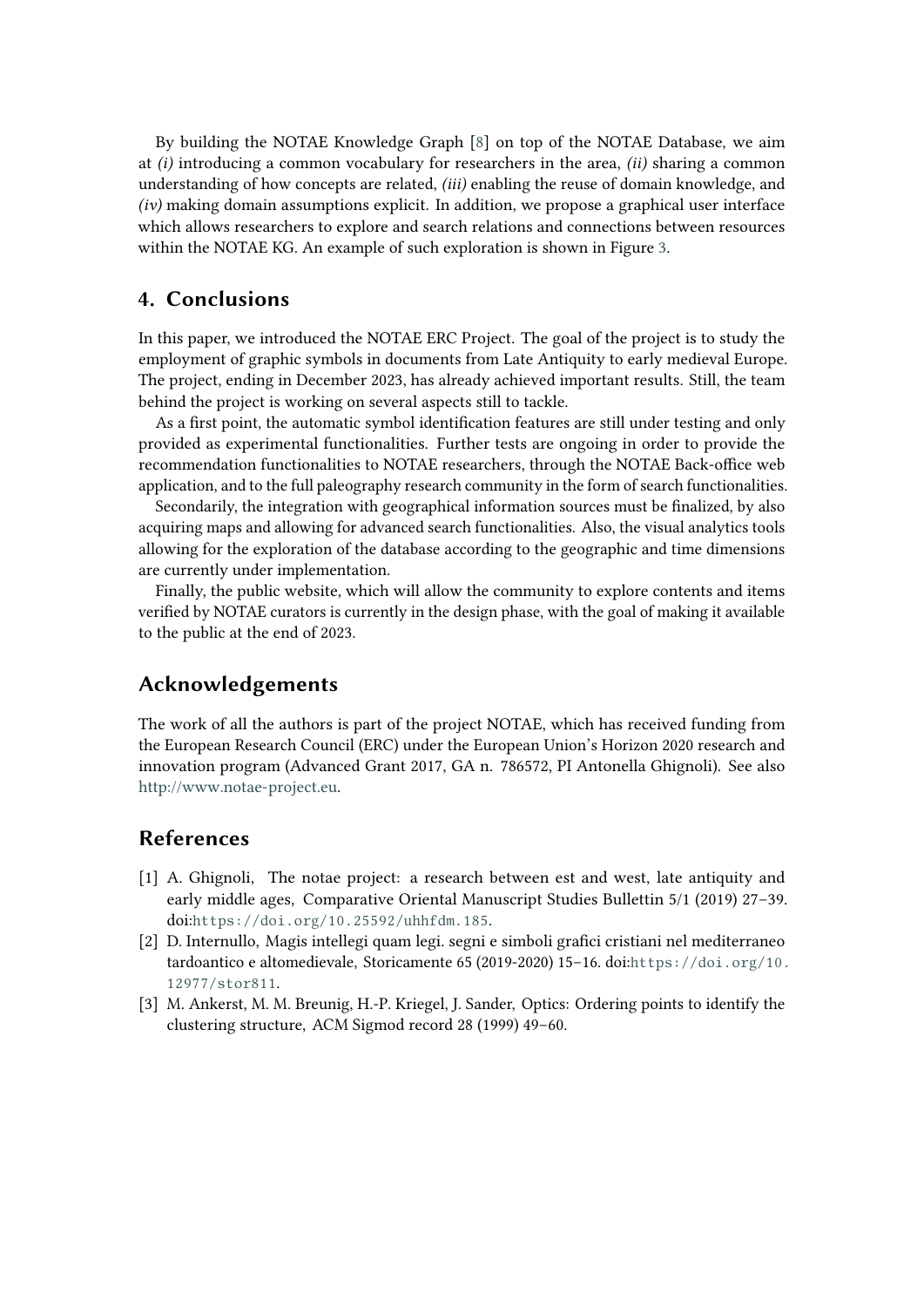By building the NOTAE Knowledge Graph [8] on top of the NOTAE Database, we aim at *(i)* introducing a common vocabulary for researchers in the area, *(ii)* sharing a common understanding of how concepts are related, *(iii)* enabling the reuse of domain knowledge, and *(iv)* making domain assumptions explicit. In addition, we propose a graphical user interface which allows researchers to explore and search relations and connections between resources within the NOTAE KG. An example of such exploration is shown in Figure 3.

## 4. Conclusions

In this paper, we introduced the NOTAE ERC Project. The goal of the project is to study the employment of graphic symbols in documents from Late Antiquity to early medieval Europe. The project, ending in December 2023, has already achieved important results. Still, the team behind the project is working on several aspects still to tackle.

As a first point, the automatic symbol identification features are still under testing and only provided as experimental functionalities. Further tests are ongoing in order to provide the recommendation functionalities to NOTAE researchers, through the NOTAE Back-office web application, and to the full paleography research community in the form of search functionalities.

Secondarily, the integration with geographical information sources must be finalized, by also acquiring maps and allowing for advanced search functionalities. Also, the visual analytics tools allowing for the exploration of the database according to the geographic and time dimensions are currently under implementation.

Finally, the public website, which will allow the community to explore contents and items verified by NOTAE curators is currently in the design phase, with the goal of making it available to the public at the end of 2023.

## Acknowledgements

The work of all the authors is part of the project NOTAE, which has received funding from the European Research Council (ERC) under the European Union's Horizon 2020 research and innovation program (Advanced Grant 2017, GA n. 786572, PI Antonella Ghignoli). See also http://www.notae-project.eu.

## References

[1] A. Ghignoli, The notae project: a research between est and west, late antiquity and early middle ages, Comparative Oriental Manuscript Studies Bullettin 5/1 (2019) 27–39. doi:https://doi.org/10.25592/uhhfdm.185.

[2] D. Internullo, Magis intellegi quam legi. segni e simboli grafici cristiani nel mediterraneo tardoantico e altomedievale, Storicamente 65 (2019-2020) 15–16. doi:https://doi.org/10.12977/stor811.

[3] M. Ankerst, M. M. Breunig, H.-P. Kriegel, J. Sander, Optics: Ordering points to identify the clustering structure, ACM Sigmod record 28 (1999) 49–60.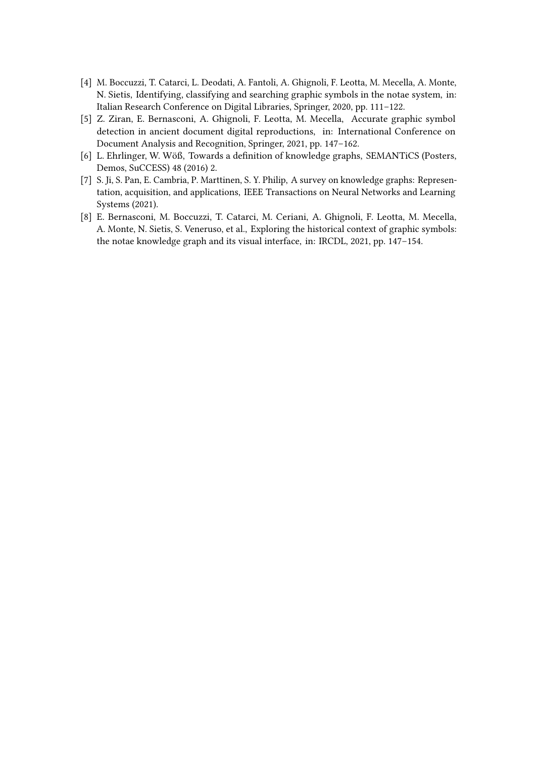- [4] M. Boccuzzi, T. Catarci, L. Deodati, A. Fantoli, A. Ghignoli, F. Leotta, M. Mecella, A. Monte, N. Sietis, Identifying, classifying and searching graphic symbols in the notae system, in: Italian Research Conference on Digital Libraries, Springer, 2020, pp. 111–122.
- [5] Z. Ziran, E. Bernasconi, A. Ghignoli, F. Leotta, M. Mecella, Accurate graphic symbol detection in ancient document digital reproductions, in: International Conference on Document Analysis and Recognition, Springer, 2021, pp. 147–162.
- [6] L. Ehrlinger, W. Wöß, Towards a definition of knowledge graphs, SEMANTiCS (Posters, Demos, SuCCESS) 48 (2016) 2.
- [7] S. Ji, S. Pan, E. Cambria, P. Marttinen, S. Y. Philip, A survey on knowledge graphs: Representation, acquisition, and applications, IEEE Transactions on Neural Networks and Learning Systems (2021).
- [8] E. Bernasconi, M. Boccuzzi, T. Catarci, M. Ceriani, A. Ghignoli, F. Leotta, M. Mecella, A. Monte, N. Sietis, S. Veneruso, et al., Exploring the historical context of graphic symbols: the notae knowledge graph and its visual interface, in: IRCDL, 2021, pp. 147–154.